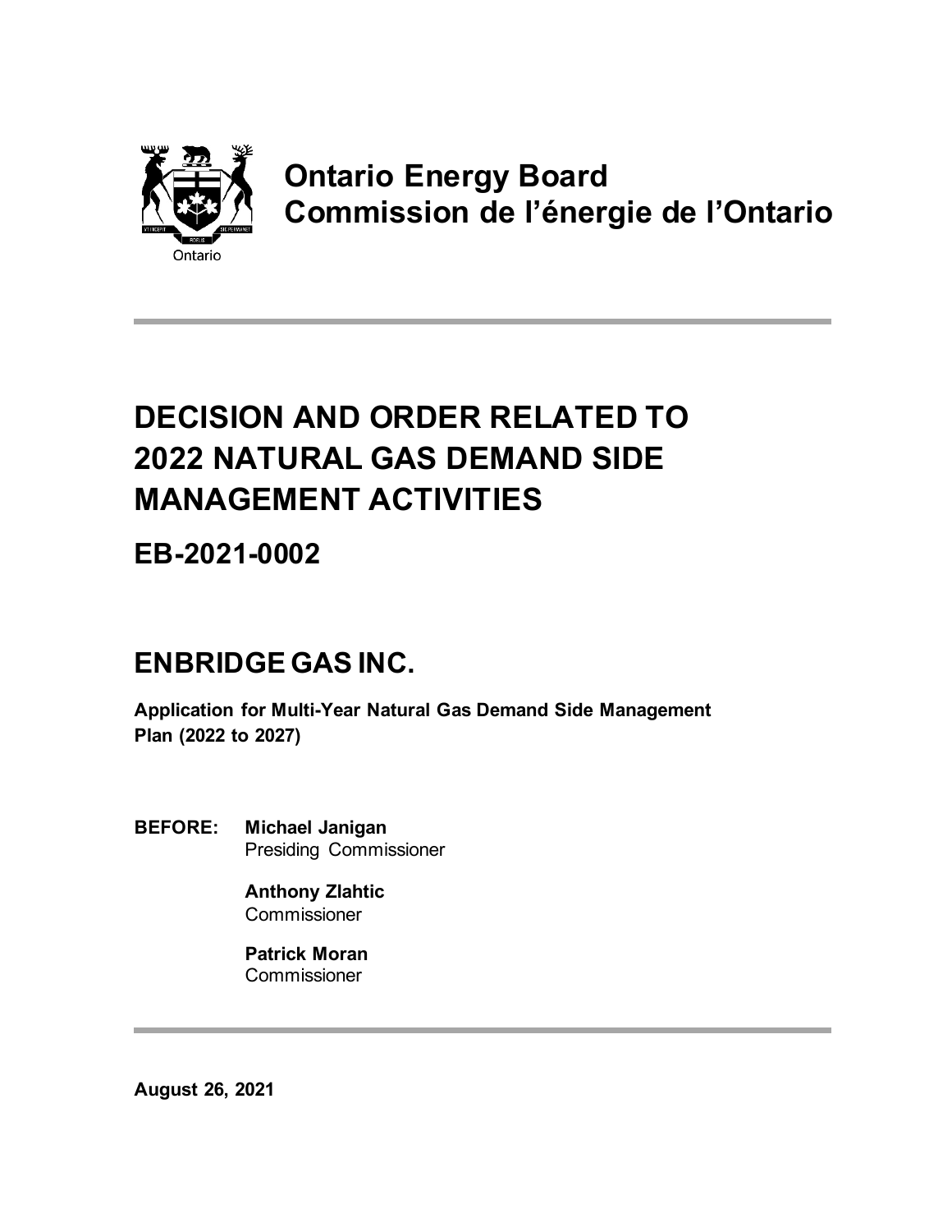**Ontario Energy Board**
**Commission de l'énergie de l'Ontario**

# DECISION AND ORDER RELATED TO 2022 NATURAL GAS DEMAND SIDE MANAGEMENT ACTIVITIES

## EB-2021-0002

## ENBRIDGE GAS INC.

**Application for Multi-Year Natural Gas Demand Side Management Plan (2022 to 2027)**

**BEFORE:** **Michael Janigan**
Presiding Commissioner

**Anthony Zlahtic**
Commissioner

**Patrick Moran**
Commissioner

**August 26, 2021**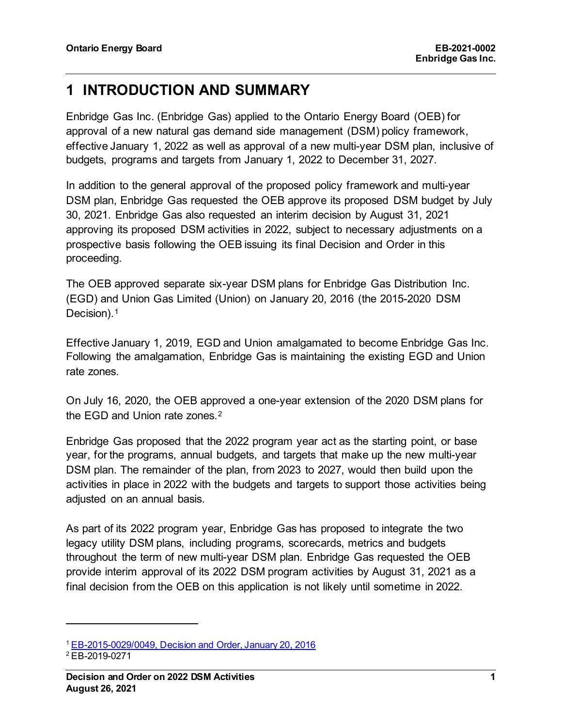# 1 INTRODUCTION AND SUMMARY

Enbridge Gas Inc. (Enbridge Gas) applied to the Ontario Energy Board (OEB) for approval of a new natural gas demand side management (DSM) policy framework, effective January 1, 2022 as well as approval of a new multi-year DSM plan, inclusive of budgets, programs and targets from January 1, 2022 to December 31, 2027.

In addition to the general approval of the proposed policy framework and multi-year DSM plan, Enbridge Gas requested the OEB approve its proposed DSM budget by July 30, 2021. Enbridge Gas also requested an interim decision by August 31, 2021 approving its proposed DSM activities in 2022, subject to necessary adjustments on a prospective basis following the OEB issuing its final Decision and Order in this proceeding.

The OEB approved separate six-year DSM plans for Enbridge Gas Distribution Inc. (EGD) and Union Gas Limited (Union) on January 20, 2016 (the 2015-2020 DSM Decision).[1]

Effective January 1, 2019, EGD and Union amalgamated to become Enbridge Gas Inc. Following the amalgamation, Enbridge Gas is maintaining the existing EGD and Union rate zones.

On July 16, 2020, the OEB approved a one-year extension of the 2020 DSM plans for the EGD and Union rate zones.[2]

Enbridge Gas proposed that the 2022 program year act as the starting point, or base year, for the programs, annual budgets, and targets that make up the new multi-year DSM plan. The remainder of the plan, from 2023 to 2027, would then build upon the activities in place in 2022 with the budgets and targets to support those activities being adjusted on an annual basis.

As part of its 2022 program year, Enbridge Gas has proposed to integrate the two legacy utility DSM plans, including programs, scorecards, metrics and budgets throughout the term of new multi-year DSM plan. Enbridge Gas requested the OEB provide interim approval of its 2022 DSM program activities by August 31, 2021 as a final decision from the OEB on this application is not likely until sometime in 2022.

---

[1] EB-2015-0029/0049, Decision and Order, January 20, 2016

[2] EB-2019-0271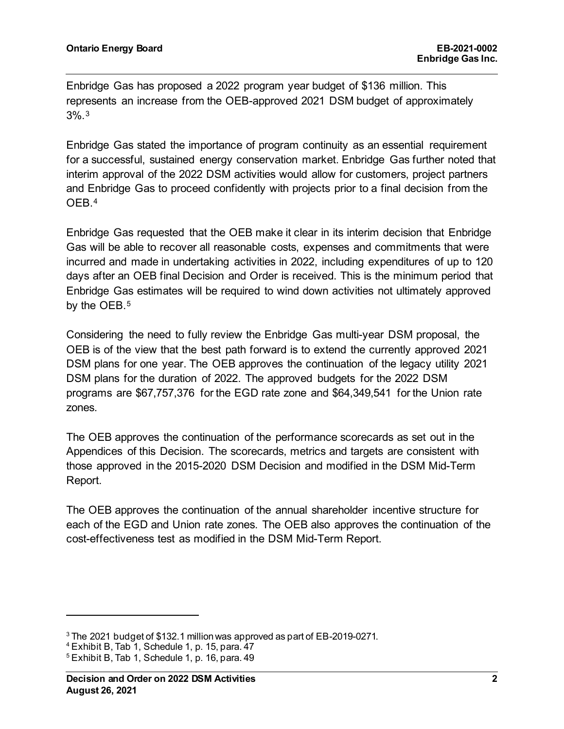Enbridge Gas has proposed a 2022 program year budget of $136 million. This represents an increase from the OEB-approved 2021 DSM budget of approximately 3%.[3]

Enbridge Gas stated the importance of program continuity as an essential requirement for a successful, sustained energy conservation market. Enbridge Gas further noted that interim approval of the 2022 DSM activities would allow for customers, project partners and Enbridge Gas to proceed confidently with projects prior to a final decision from the OEB.[4]

Enbridge Gas requested that the OEB make it clear in its interim decision that Enbridge Gas will be able to recover all reasonable costs, expenses and commitments that were incurred and made in undertaking activities in 2022, including expenditures of up to 120 days after an OEB final Decision and Order is received. This is the minimum period that Enbridge Gas estimates will be required to wind down activities not ultimately approved by the OEB.[5]

Considering the need to fully review the Enbridge Gas multi-year DSM proposal, the OEB is of the view that the best path forward is to extend the currently approved 2021 DSM plans for one year. The OEB approves the continuation of the legacy utility 2021 DSM plans for the duration of 2022. The approved budgets for the 2022 DSM programs are $67,757,376 for the EGD rate zone and $64,349,541 for the Union rate zones.

The OEB approves the continuation of the performance scorecards as set out in the Appendices of this Decision. The scorecards, metrics and targets are consistent with those approved in the 2015-2020 DSM Decision and modified in the DSM Mid-Term Report.

The OEB approves the continuation of the annual shareholder incentive structure for each of the EGD and Union rate zones. The OEB also approves the continuation of the cost-effectiveness test as modified in the DSM Mid-Term Report.

---

[3] The 2021 budget of $132.1 million was approved as part of EB-2019-0271.

[4] Exhibit B, Tab 1, Schedule 1, p. 15, para. 47

[5] Exhibit B, Tab 1, Schedule 1, p. 16, para. 49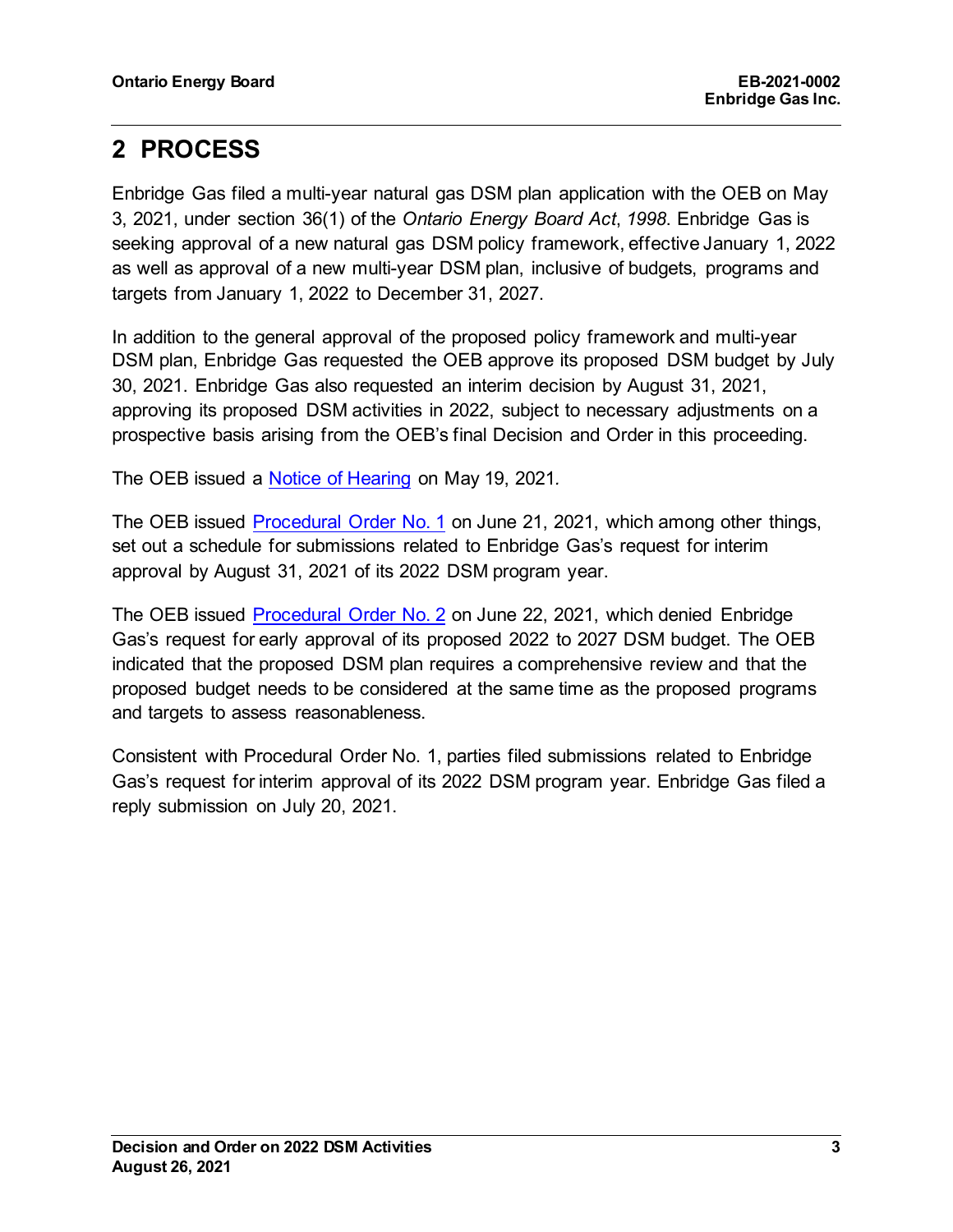## 2 PROCESS

Enbridge Gas filed a multi-year natural gas DSM plan application with the OEB on May 3, 2021, under section 36(1) of the *Ontario Energy Board Act*, *1998*. Enbridge Gas is seeking approval of a new natural gas DSM policy framework, effective January 1, 2022 as well as approval of a new multi-year DSM plan, inclusive of budgets, programs and targets from January 1, 2022 to December 31, 2027.

In addition to the general approval of the proposed policy framework and multi-year DSM plan, Enbridge Gas requested the OEB approve its proposed DSM budget by July 30, 2021. Enbridge Gas also requested an interim decision by August 31, 2021, approving its proposed DSM activities in 2022, subject to necessary adjustments on a prospective basis arising from the OEB's final Decision and Order in this proceeding.

The OEB issued a Notice of Hearing on May 19, 2021.

The OEB issued Procedural Order No. 1 on June 21, 2021, which among other things, set out a schedule for submissions related to Enbridge Gas's request for interim approval by August 31, 2021 of its 2022 DSM program year.

The OEB issued Procedural Order No. 2 on June 22, 2021, which denied Enbridge Gas's request for early approval of its proposed 2022 to 2027 DSM budget. The OEB indicated that the proposed DSM plan requires a comprehensive review and that the proposed budget needs to be considered at the same time as the proposed programs and targets to assess reasonableness.

Consistent with Procedural Order No. 1, parties filed submissions related to Enbridge Gas's request for interim approval of its 2022 DSM program year. Enbridge Gas filed a reply submission on July 20, 2021.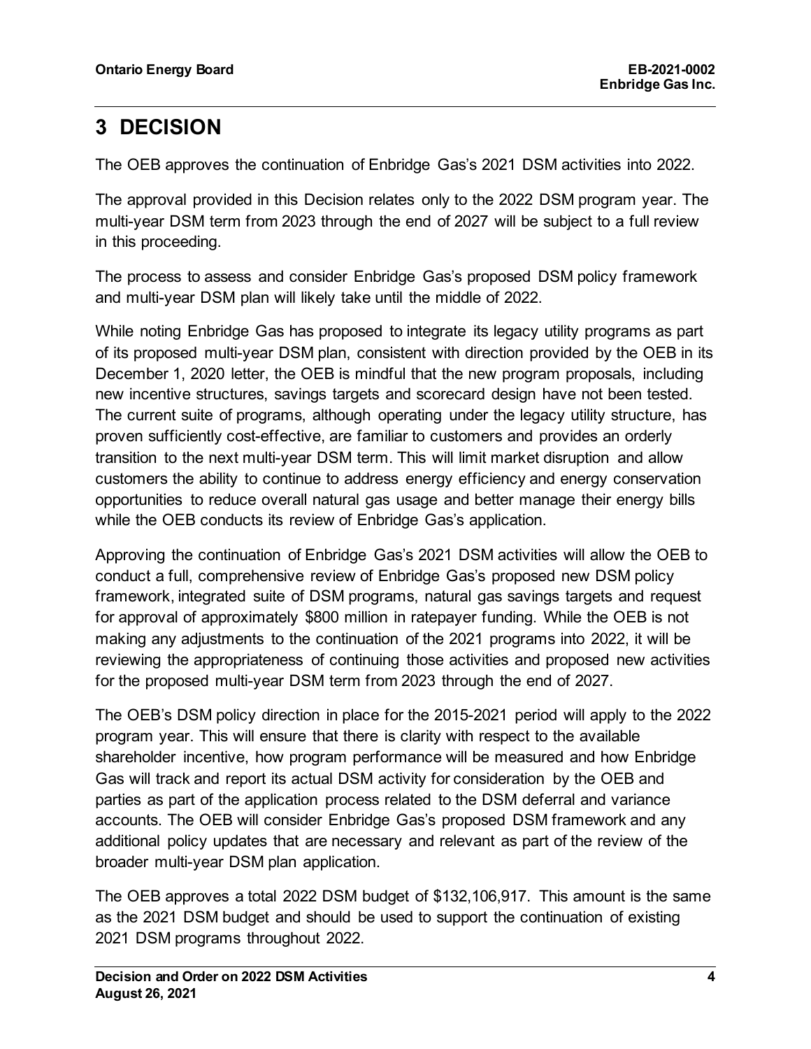# 3 DECISION

The OEB approves the continuation of Enbridge Gas's 2021 DSM activities into 2022.

The approval provided in this Decision relates only to the 2022 DSM program year. The multi-year DSM term from 2023 through the end of 2027 will be subject to a full review in this proceeding.

The process to assess and consider Enbridge Gas's proposed DSM policy framework and multi-year DSM plan will likely take until the middle of 2022.

While noting Enbridge Gas has proposed to integrate its legacy utility programs as part of its proposed multi-year DSM plan, consistent with direction provided by the OEB in its December 1, 2020 letter, the OEB is mindful that the new program proposals, including new incentive structures, savings targets and scorecard design have not been tested. The current suite of programs, although operating under the legacy utility structure, has proven sufficiently cost-effective, are familiar to customers and provides an orderly transition to the next multi-year DSM term. This will limit market disruption and allow customers the ability to continue to address energy efficiency and energy conservation opportunities to reduce overall natural gas usage and better manage their energy bills while the OEB conducts its review of Enbridge Gas's application.

Approving the continuation of Enbridge Gas's 2021 DSM activities will allow the OEB to conduct a full, comprehensive review of Enbridge Gas's proposed new DSM policy framework, integrated suite of DSM programs, natural gas savings targets and request for approval of approximately $800 million in ratepayer funding. While the OEB is not making any adjustments to the continuation of the 2021 programs into 2022, it will be reviewing the appropriateness of continuing those activities and proposed new activities for the proposed multi-year DSM term from 2023 through the end of 2027.

The OEB's DSM policy direction in place for the 2015-2021 period will apply to the 2022 program year. This will ensure that there is clarity with respect to the available shareholder incentive, how program performance will be measured and how Enbridge Gas will track and report its actual DSM activity for consideration by the OEB and parties as part of the application process related to the DSM deferral and variance accounts. The OEB will consider Enbridge Gas's proposed DSM framework and any additional policy updates that are necessary and relevant as part of the review of the broader multi-year DSM plan application.

The OEB approves a total 2022 DSM budget of $132,106,917. This amount is the same as the 2021 DSM budget and should be used to support the continuation of existing 2021 DSM programs throughout 2022.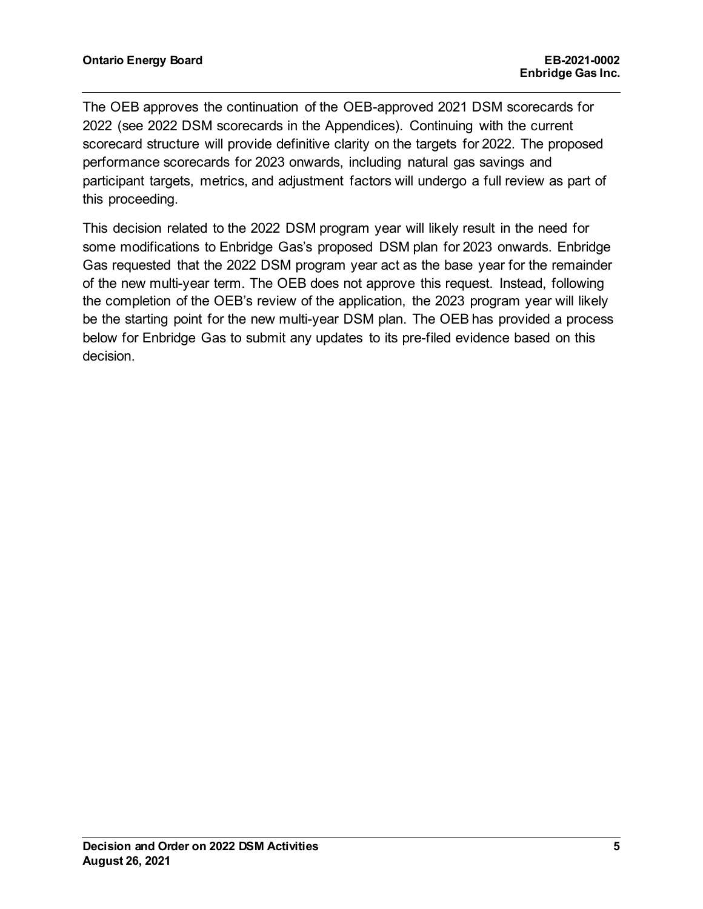The OEB approves the continuation of the OEB-approved 2021 DSM scorecards for 2022 (see 2022 DSM scorecards in the Appendices). Continuing with the current scorecard structure will provide definitive clarity on the targets for 2022. The proposed performance scorecards for 2023 onwards, including natural gas savings and participant targets, metrics, and adjustment factors will undergo a full review as part of this proceeding.

This decision related to the 2022 DSM program year will likely result in the need for some modifications to Enbridge Gas's proposed DSM plan for 2023 onwards. Enbridge Gas requested that the 2022 DSM program year act as the base year for the remainder of the new multi-year term. The OEB does not approve this request. Instead, following the completion of the OEB's review of the application, the 2023 program year will likely be the starting point for the new multi-year DSM plan. The OEB has provided a process below for Enbridge Gas to submit any updates to its pre-filed evidence based on this decision.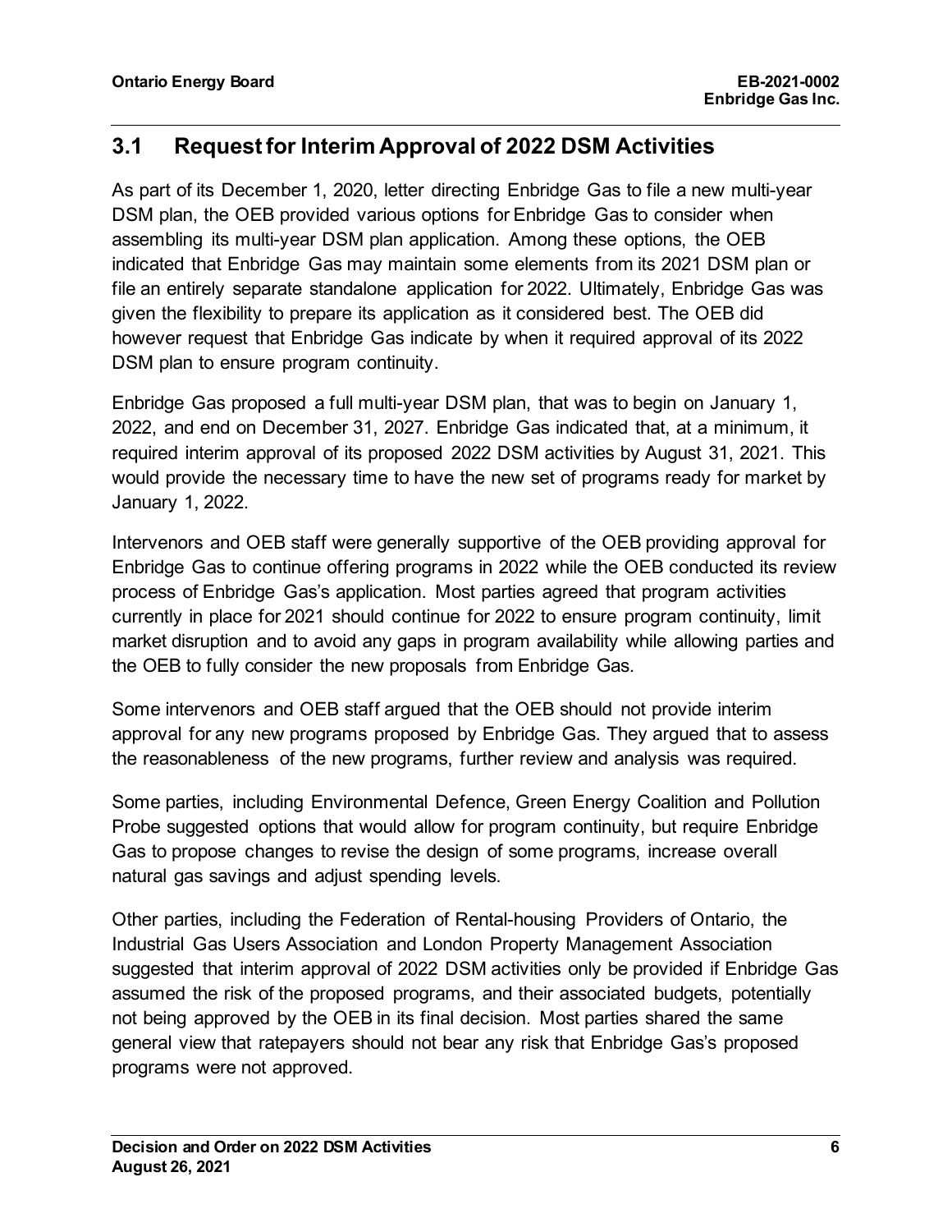## 3.1 Request for Interim Approval of 2022 DSM Activities

As part of its December 1, 2020, letter directing Enbridge Gas to file a new multi-year DSM plan, the OEB provided various options for Enbridge Gas to consider when assembling its multi-year DSM plan application. Among these options, the OEB indicated that Enbridge Gas may maintain some elements from its 2021 DSM plan or file an entirely separate standalone application for 2022. Ultimately, Enbridge Gas was given the flexibility to prepare its application as it considered best. The OEB did however request that Enbridge Gas indicate by when it required approval of its 2022 DSM plan to ensure program continuity.

Enbridge Gas proposed a full multi-year DSM plan, that was to begin on January 1, 2022, and end on December 31, 2027. Enbridge Gas indicated that, at a minimum, it required interim approval of its proposed 2022 DSM activities by August 31, 2021. This would provide the necessary time to have the new set of programs ready for market by January 1, 2022.

Intervenors and OEB staff were generally supportive of the OEB providing approval for Enbridge Gas to continue offering programs in 2022 while the OEB conducted its review process of Enbridge Gas's application. Most parties agreed that program activities currently in place for 2021 should continue for 2022 to ensure program continuity, limit market disruption and to avoid any gaps in program availability while allowing parties and the OEB to fully consider the new proposals from Enbridge Gas.

Some intervenors and OEB staff argued that the OEB should not provide interim approval for any new programs proposed by Enbridge Gas. They argued that to assess the reasonableness of the new programs, further review and analysis was required.

Some parties, including Environmental Defence, Green Energy Coalition and Pollution Probe suggested options that would allow for program continuity, but require Enbridge Gas to propose changes to revise the design of some programs, increase overall natural gas savings and adjust spending levels.

Other parties, including the Federation of Rental-housing Providers of Ontario, the Industrial Gas Users Association and London Property Management Association suggested that interim approval of 2022 DSM activities only be provided if Enbridge Gas assumed the risk of the proposed programs, and their associated budgets, potentially not being approved by the OEB in its final decision. Most parties shared the same general view that ratepayers should not bear any risk that Enbridge Gas's proposed programs were not approved.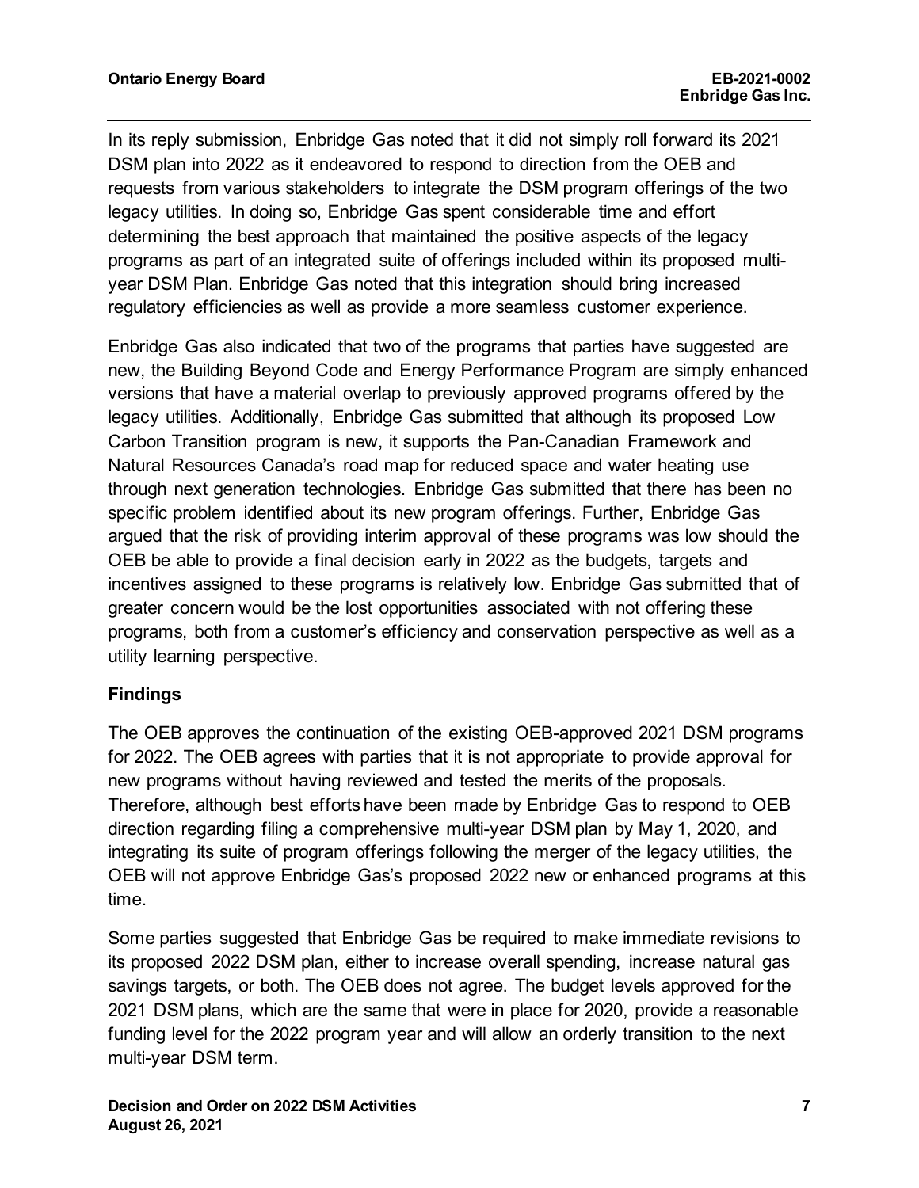In its reply submission, Enbridge Gas noted that it did not simply roll forward its 2021 DSM plan into 2022 as it endeavored to respond to direction from the OEB and requests from various stakeholders to integrate the DSM program offerings of the two legacy utilities. In doing so, Enbridge Gas spent considerable time and effort determining the best approach that maintained the positive aspects of the legacy programs as part of an integrated suite of offerings included within its proposed multi-year DSM Plan. Enbridge Gas noted that this integration should bring increased regulatory efficiencies as well as provide a more seamless customer experience.

Enbridge Gas also indicated that two of the programs that parties have suggested are new, the Building Beyond Code and Energy Performance Program are simply enhanced versions that have a material overlap to previously approved programs offered by the legacy utilities. Additionally, Enbridge Gas submitted that although its proposed Low Carbon Transition program is new, it supports the Pan-Canadian Framework and Natural Resources Canada's road map for reduced space and water heating use through next generation technologies. Enbridge Gas submitted that there has been no specific problem identified about its new program offerings. Further, Enbridge Gas argued that the risk of providing interim approval of these programs was low should the OEB be able to provide a final decision early in 2022 as the budgets, targets and incentives assigned to these programs is relatively low. Enbridge Gas submitted that of greater concern would be the lost opportunities associated with not offering these programs, both from a customer's efficiency and conservation perspective as well as a utility learning perspective.

### Findings

The OEB approves the continuation of the existing OEB-approved 2021 DSM programs for 2022. The OEB agrees with parties that it is not appropriate to provide approval for new programs without having reviewed and tested the merits of the proposals. Therefore, although best efforts have been made by Enbridge Gas to respond to OEB direction regarding filing a comprehensive multi-year DSM plan by May 1, 2020, and integrating its suite of program offerings following the merger of the legacy utilities, the OEB will not approve Enbridge Gas's proposed 2022 new or enhanced programs at this time.

Some parties suggested that Enbridge Gas be required to make immediate revisions to its proposed 2022 DSM plan, either to increase overall spending, increase natural gas savings targets, or both. The OEB does not agree. The budget levels approved for the 2021 DSM plans, which are the same that were in place for 2020, provide a reasonable funding level for the 2022 program year and will allow an orderly transition to the next multi-year DSM term.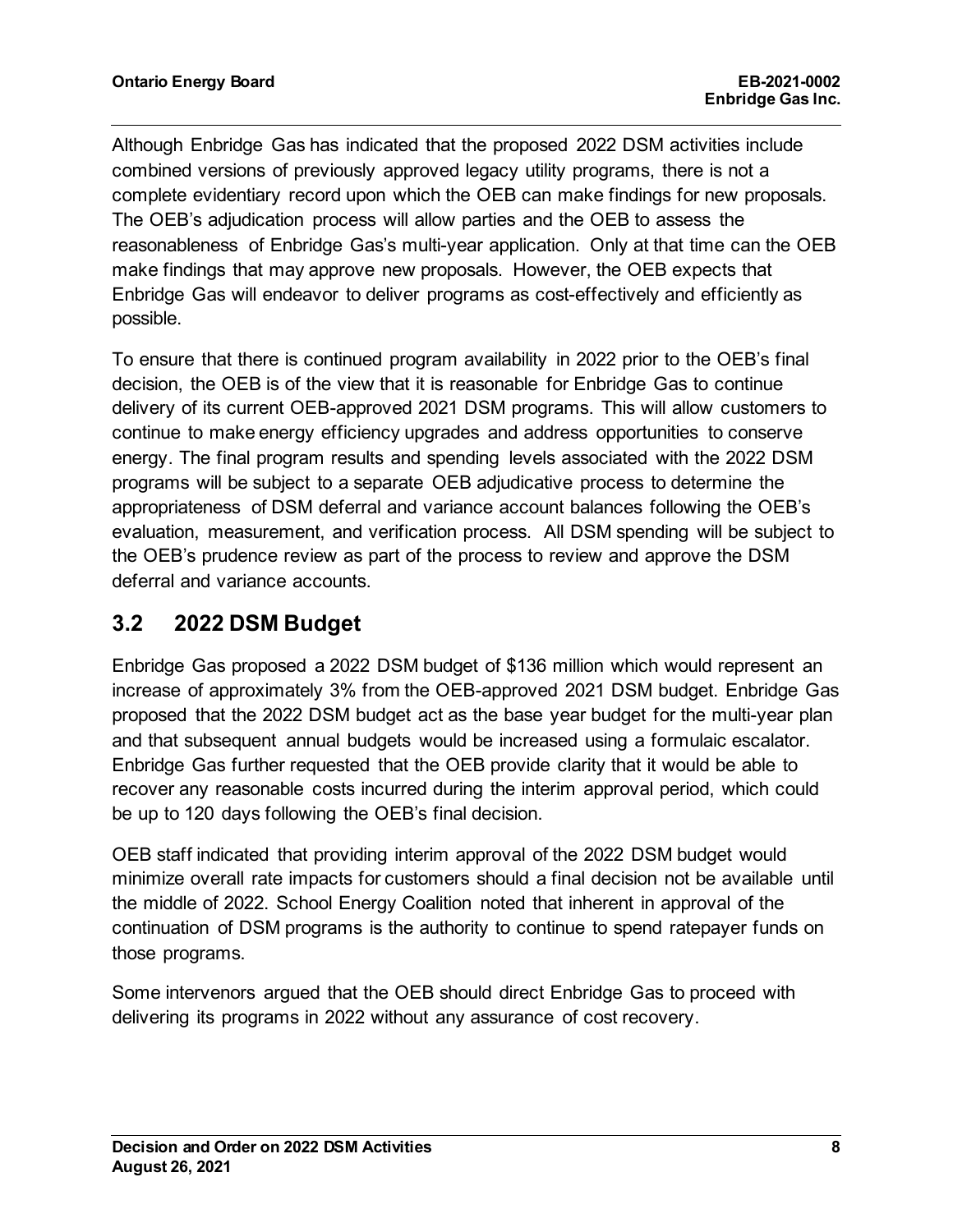Although Enbridge Gas has indicated that the proposed 2022 DSM activities include combined versions of previously approved legacy utility programs, there is not a complete evidentiary record upon which the OEB can make findings for new proposals. The OEB's adjudication process will allow parties and the OEB to assess the reasonableness of Enbridge Gas's multi-year application. Only at that time can the OEB make findings that may approve new proposals. However, the OEB expects that Enbridge Gas will endeavor to deliver programs as cost-effectively and efficiently as possible.

To ensure that there is continued program availability in 2022 prior to the OEB's final decision, the OEB is of the view that it is reasonable for Enbridge Gas to continue delivery of its current OEB-approved 2021 DSM programs. This will allow customers to continue to make energy efficiency upgrades and address opportunities to conserve energy. The final program results and spending levels associated with the 2022 DSM programs will be subject to a separate OEB adjudicative process to determine the appropriateness of DSM deferral and variance account balances following the OEB's evaluation, measurement, and verification process. All DSM spending will be subject to the OEB's prudence review as part of the process to review and approve the DSM deferral and variance accounts.

## 3.2 2022 DSM Budget

Enbridge Gas proposed a 2022 DSM budget of $136 million which would represent an increase of approximately 3% from the OEB-approved 2021 DSM budget. Enbridge Gas proposed that the 2022 DSM budget act as the base year budget for the multi-year plan and that subsequent annual budgets would be increased using a formulaic escalator. Enbridge Gas further requested that the OEB provide clarity that it would be able to recover any reasonable costs incurred during the interim approval period, which could be up to 120 days following the OEB's final decision.

OEB staff indicated that providing interim approval of the 2022 DSM budget would minimize overall rate impacts for customers should a final decision not be available until the middle of 2022. School Energy Coalition noted that inherent in approval of the continuation of DSM programs is the authority to continue to spend ratepayer funds on those programs.

Some intervenors argued that the OEB should direct Enbridge Gas to proceed with delivering its programs in 2022 without any assurance of cost recovery.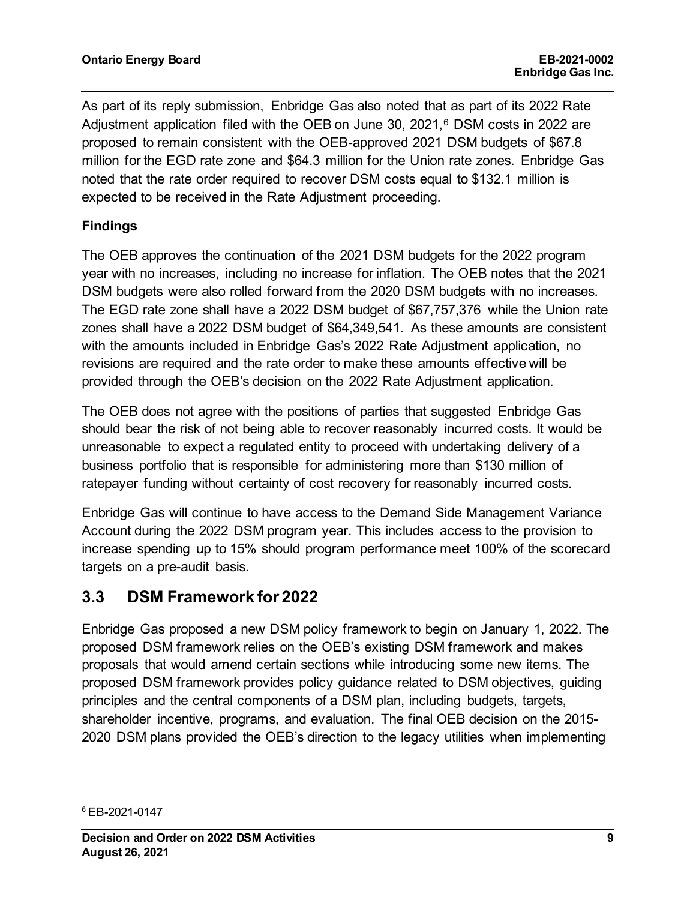As part of its reply submission, Enbridge Gas also noted that as part of its 2022 Rate Adjustment application filed with the OEB on June 30, 2021,[6] DSM costs in 2022 are proposed to remain consistent with the OEB-approved 2021 DSM budgets of $67.8 million for the EGD rate zone and $64.3 million for the Union rate zones. Enbridge Gas noted that the rate order required to recover DSM costs equal to $132.1 million is expected to be received in the Rate Adjustment proceeding.

**Findings**

The OEB approves the continuation of the 2021 DSM budgets for the 2022 program year with no increases, including no increase for inflation. The OEB notes that the 2021 DSM budgets were also rolled forward from the 2020 DSM budgets with no increases. The EGD rate zone shall have a 2022 DSM budget of $67,757,376 while the Union rate zones shall have a 2022 DSM budget of $64,349,541. As these amounts are consistent with the amounts included in Enbridge Gas's 2022 Rate Adjustment application, no revisions are required and the rate order to make these amounts effective will be provided through the OEB's decision on the 2022 Rate Adjustment application.

The OEB does not agree with the positions of parties that suggested Enbridge Gas should bear the risk of not being able to recover reasonably incurred costs. It would be unreasonable to expect a regulated entity to proceed with undertaking delivery of a business portfolio that is responsible for administering more than $130 million of ratepayer funding without certainty of cost recovery for reasonably incurred costs.

Enbridge Gas will continue to have access to the Demand Side Management Variance Account during the 2022 DSM program year. This includes access to the provision to increase spending up to 15% should program performance meet 100% of the scorecard targets on a pre-audit basis.

## 3.3 DSM Framework for 2022

Enbridge Gas proposed a new DSM policy framework to begin on January 1, 2022. The proposed DSM framework relies on the OEB's existing DSM framework and makes proposals that would amend certain sections while introducing some new items. The proposed DSM framework provides policy guidance related to DSM objectives, guiding principles and the central components of a DSM plan, including budgets, targets, shareholder incentive, programs, and evaluation. The final OEB decision on the 2015-2020 DSM plans provided the OEB's direction to the legacy utilities when implementing

[6] EB-2021-0147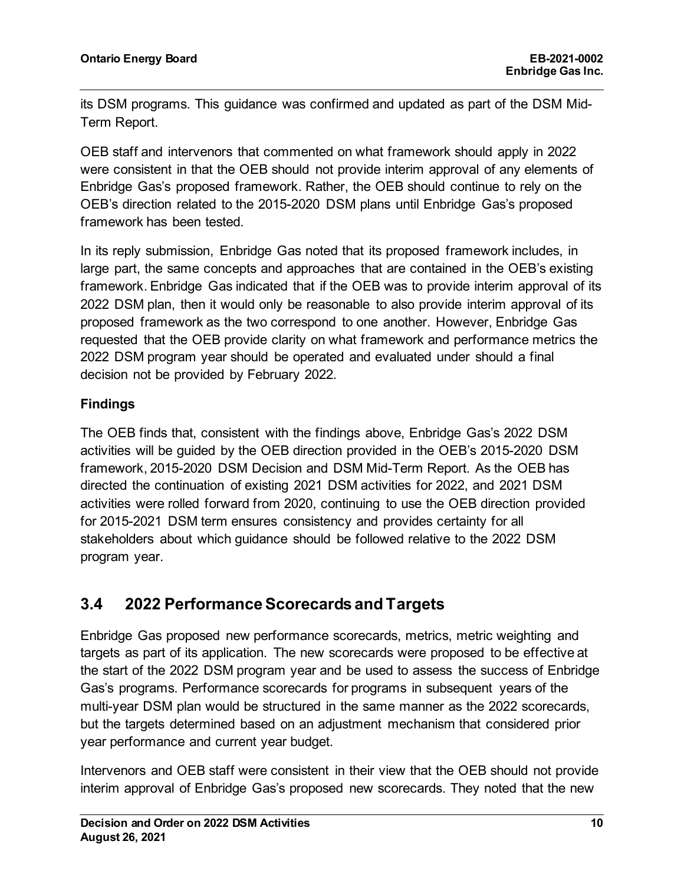its DSM programs. This guidance was confirmed and updated as part of the DSM Mid-Term Report.

OEB staff and intervenors that commented on what framework should apply in 2022 were consistent in that the OEB should not provide interim approval of any elements of Enbridge Gas's proposed framework. Rather, the OEB should continue to rely on the OEB's direction related to the 2015-2020 DSM plans until Enbridge Gas's proposed framework has been tested.

In its reply submission, Enbridge Gas noted that its proposed framework includes, in large part, the same concepts and approaches that are contained in the OEB's existing framework. Enbridge Gas indicated that if the OEB was to provide interim approval of its 2022 DSM plan, then it would only be reasonable to also provide interim approval of its proposed framework as the two correspond to one another. However, Enbridge Gas requested that the OEB provide clarity on what framework and performance metrics the 2022 DSM program year should be operated and evaluated under should a final decision not be provided by February 2022.

**Findings**

The OEB finds that, consistent with the findings above, Enbridge Gas's 2022 DSM activities will be guided by the OEB direction provided in the OEB's 2015-2020 DSM framework, 2015-2020 DSM Decision and DSM Mid-Term Report. As the OEB has directed the continuation of existing 2021 DSM activities for 2022, and 2021 DSM activities were rolled forward from 2020, continuing to use the OEB direction provided for 2015-2021 DSM term ensures consistency and provides certainty for all stakeholders about which guidance should be followed relative to the 2022 DSM program year.

## 3.4 2022 Performance Scorecards and Targets

Enbridge Gas proposed new performance scorecards, metrics, metric weighting and targets as part of its application. The new scorecards were proposed to be effective at the start of the 2022 DSM program year and be used to assess the success of Enbridge Gas's programs. Performance scorecards for programs in subsequent years of the multi-year DSM plan would be structured in the same manner as the 2022 scorecards, but the targets determined based on an adjustment mechanism that considered prior year performance and current year budget.

Intervenors and OEB staff were consistent in their view that the OEB should not provide interim approval of Enbridge Gas's proposed new scorecards. They noted that the new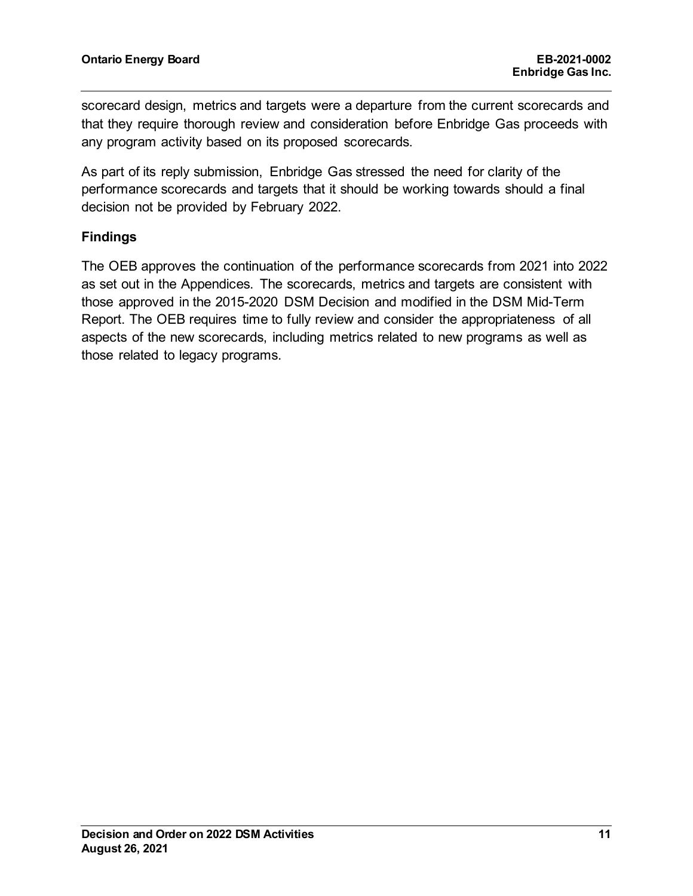scorecard design, metrics and targets were a departure from the current scorecards and that they require thorough review and consideration before Enbridge Gas proceeds with any program activity based on its proposed scorecards.

As part of its reply submission, Enbridge Gas stressed the need for clarity of the performance scorecards and targets that it should be working towards should a final decision not be provided by February 2022.

### Findings

The OEB approves the continuation of the performance scorecards from 2021 into 2022 as set out in the Appendices. The scorecards, metrics and targets are consistent with those approved in the 2015-2020 DSM Decision and modified in the DSM Mid-Term Report. The OEB requires time to fully review and consider the appropriateness of all aspects of the new scorecards, including metrics related to new programs as well as those related to legacy programs.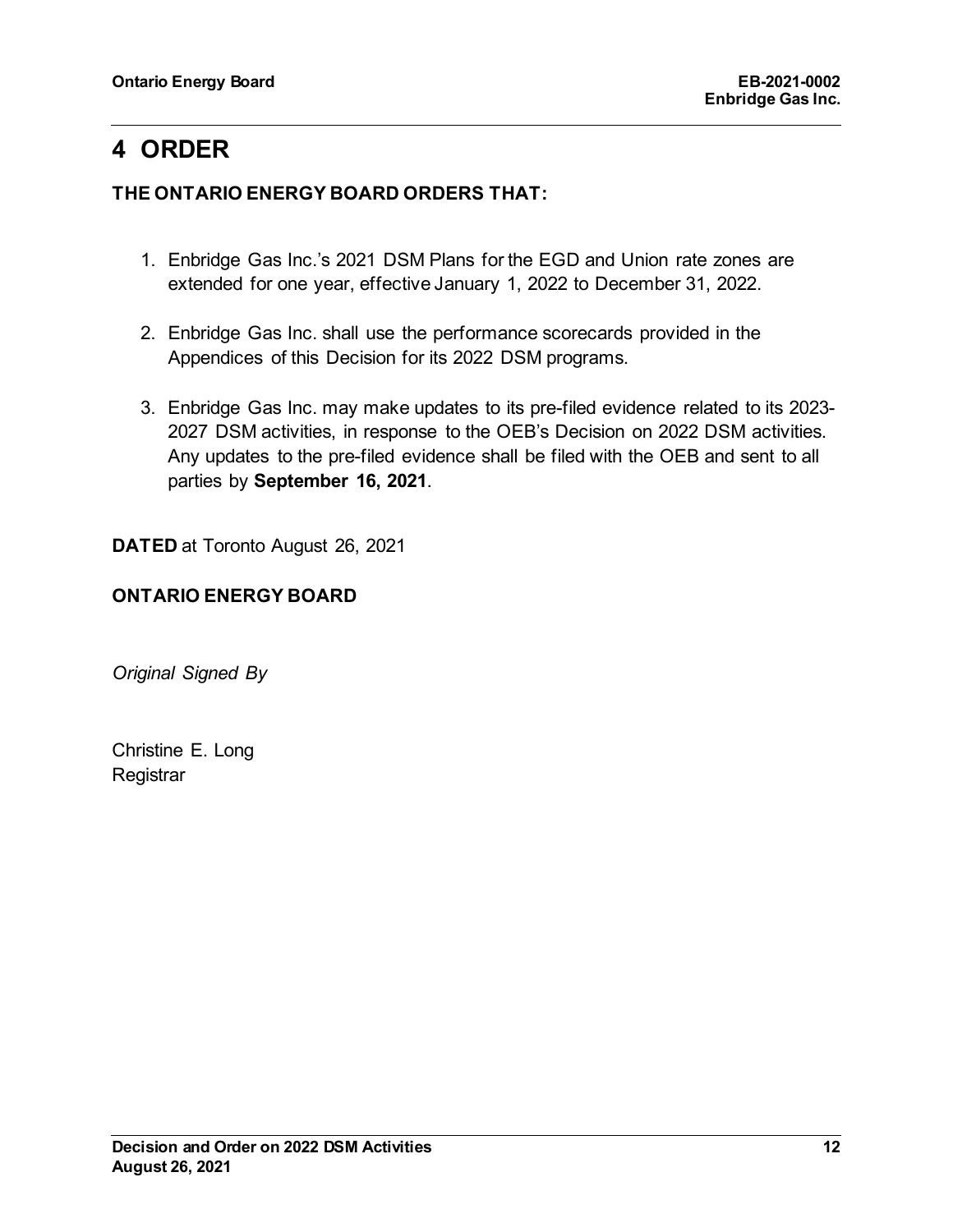# 4 ORDER

**THE ONTARIO ENERGY BOARD ORDERS THAT:**

1. Enbridge Gas Inc.'s 2021 DSM Plans for the EGD and Union rate zones are extended for one year, effective January 1, 2022 to December 31, 2022.

2. Enbridge Gas Inc. shall use the performance scorecards provided in the Appendices of this Decision for its 2022 DSM programs.

3. Enbridge Gas Inc. may make updates to its pre-filed evidence related to its 2023-2027 DSM activities, in response to the OEB's Decision on 2022 DSM activities. Any updates to the pre-filed evidence shall be filed with the OEB and sent to all parties by **September 16, 2021**.

**DATED** at Toronto August 26, 2021

**ONTARIO ENERGY BOARD**

*Original Signed By*

Christine E. Long
Registrar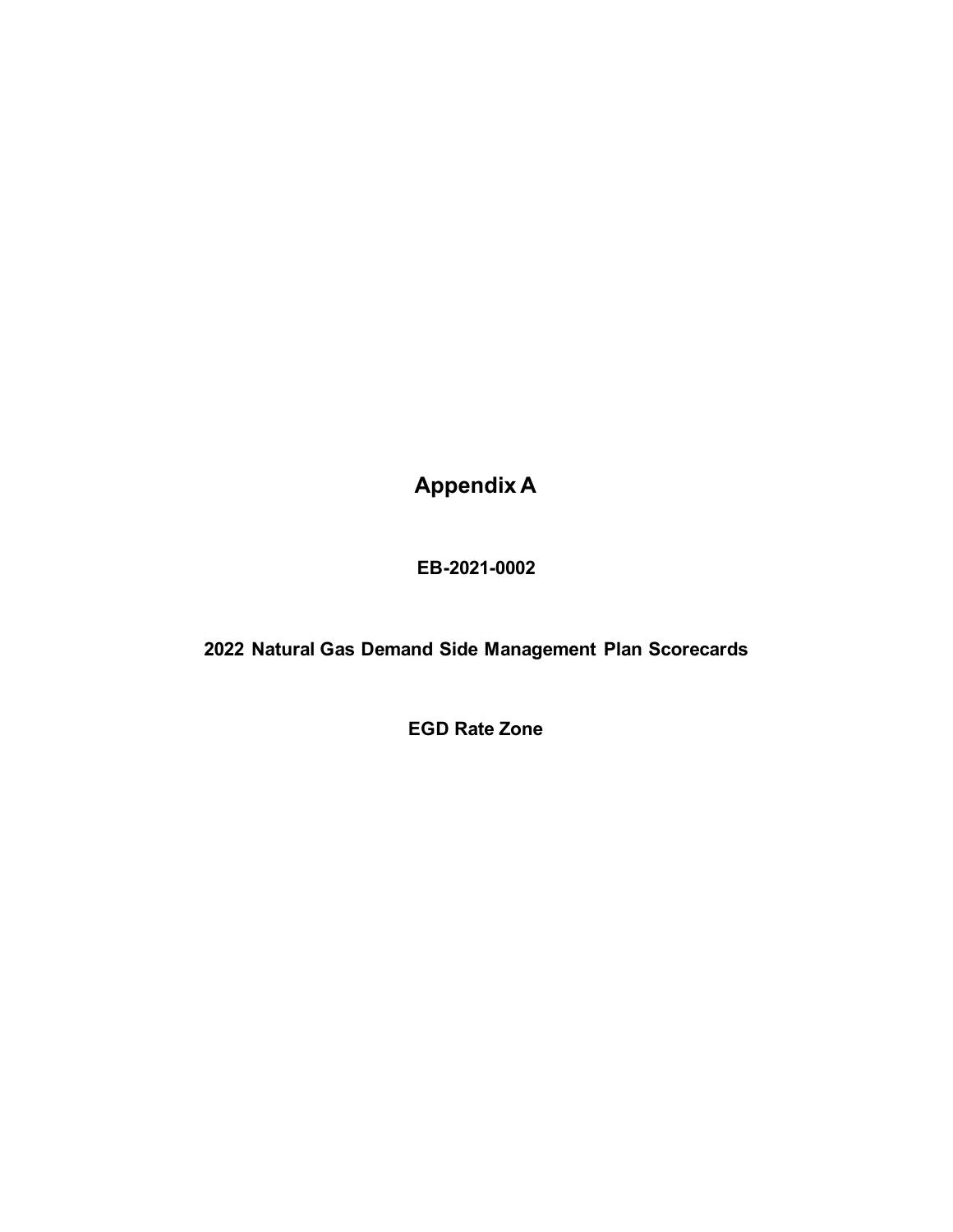# Appendix A

**EB-2021-0002**

**2022 Natural Gas Demand Side Management Plan Scorecards**

**EGD Rate Zone**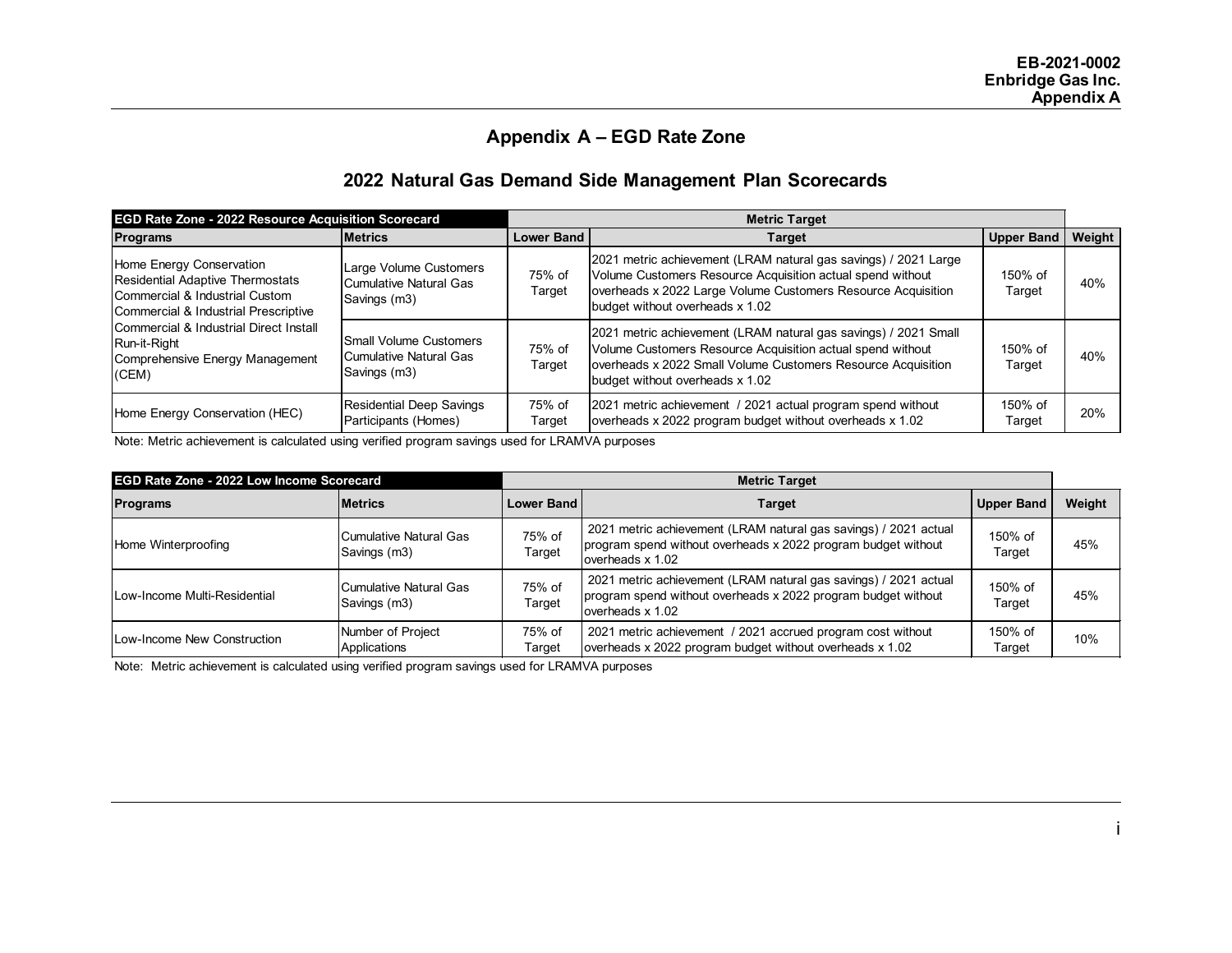# Appendix A – EGD Rate Zone

## 2022 Natural Gas Demand Side Management Plan Scorecards

| EGD Rate Zone - 2022 Resource Acquisition Scorecard | | Metric Target | | | |
|---|---|---|---|---|---|
| **Programs** | **Metrics** | **Lower Band** | **Target** | **Upper Band** | **Weight** |
| Home Energy Conservation<br>Residential Adaptive Thermostats<br>Commercial & Industrial Custom<br>Commercial & Industrial Prescriptive<br>Commercial & Industrial Direct Install<br>Run-it-Right<br>Comprehensive Energy Management (CEM) | Large Volume Customers Cumulative Natural Gas Savings (m3) | 75% of Target | 2021 metric achievement (LRAM natural gas savings) / 2021 Large Volume Customers Resource Acquisition actual spend without overheads x 2022 Large Volume Customers Resource Acquisition budget without overheads x 1.02 | 150% of Target | 40% |
| | Small Volume Customers Cumulative Natural Gas Savings (m3) | 75% of Target | 2021 metric achievement (LRAM natural gas savings) / 2021 Small Volume Customers Resource Acquisition actual spend without overheads x 2022 Small Volume Customers Resource Acquisition budget without overheads x 1.02 | 150% of Target | 40% |
| Home Energy Conservation (HEC) | Residential Deep Savings Participants (Homes) | 75% of Target | 2021 metric achievement / 2021 actual program spend without overheads x 2022 program budget without overheads x 1.02 | 150% of Target | 20% |

Note: Metric achievement is calculated using verified program savings used for LRAMVA purposes

| EGD Rate Zone - 2022 Low Income Scorecard | | Metric Target | | | |
|---|---|---|---|---|---|
| **Programs** | **Metrics** | **Lower Band** | **Target** | **Upper Band** | **Weight** |
| Home Winterproofing | Cumulative Natural Gas Savings (m3) | 75% of Target | 2021 metric achievement (LRAM natural gas savings) / 2021 actual program spend without overheads x 2022 program budget without overheads x 1.02 | 150% of Target | 45% |
| Low-Income Multi-Residential | Cumulative Natural Gas Savings (m3) | 75% of Target | 2021 metric achievement (LRAM natural gas savings) / 2021 actual program spend without overheads x 2022 program budget without overheads x 1.02 | 150% of Target | 45% |
| Low-Income New Construction | Number of Project Applications | 75% of Target | 2021 metric achievement / 2021 accrued program cost without overheads x 2022 program budget without overheads x 1.02 | 150% of Target | 10% |

Note: Metric achievement is calculated using verified program savings used for LRAMVA purposes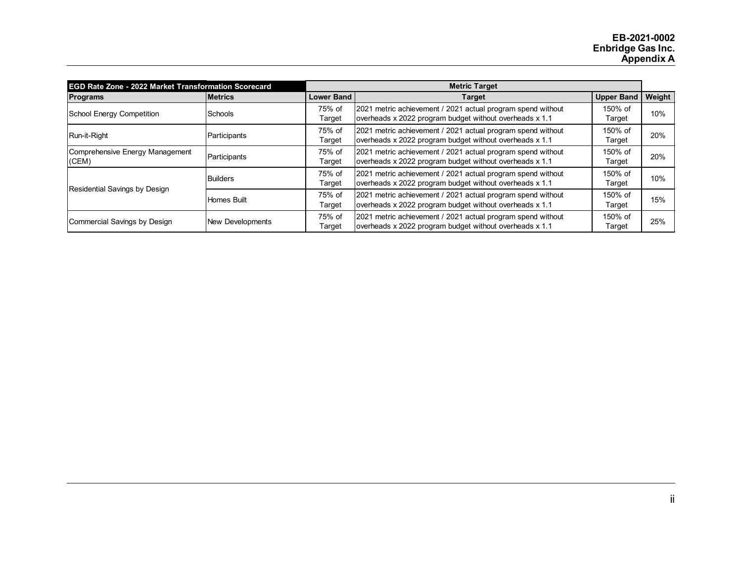| EGD Rate Zone - 2022 Market Transformation Scorecard | | Metric Target | | | |
|---|---|---|---|---|---|
| **Programs** | **Metrics** | **Lower Band** | **Target** | **Upper Band** | **Weight** |
| School Energy Competition | Schools | 75% of Target | 2021 metric achievement / 2021 actual program spend without overheads x 2022 program budget without overheads x 1.1 | 150% of Target | 10% |
| Run-it-Right | Participants | 75% of Target | 2021 metric achievement / 2021 actual program spend without overheads x 2022 program budget without overheads x 1.1 | 150% of Target | 20% |
| Comprehensive Energy Management (CEM) | Participants | 75% of Target | 2021 metric achievement / 2021 actual program spend without overheads x 2022 program budget without overheads x 1.1 | 150% of Target | 20% |
| Residential Savings by Design | Builders | 75% of Target | 2021 metric achievement / 2021 actual program spend without overheads x 2022 program budget without overheads x 1.1 | 150% of Target | 10% |
| | Homes Built | 75% of Target | 2021 metric achievement / 2021 actual program spend without overheads x 2022 program budget without overheads x 1.1 | 150% of Target | 15% |
| Commercial Savings by Design | New Developments | 75% of Target | 2021 metric achievement / 2021 actual program spend without overheads x 2022 program budget without overheads x 1.1 | 150% of Target | 25% |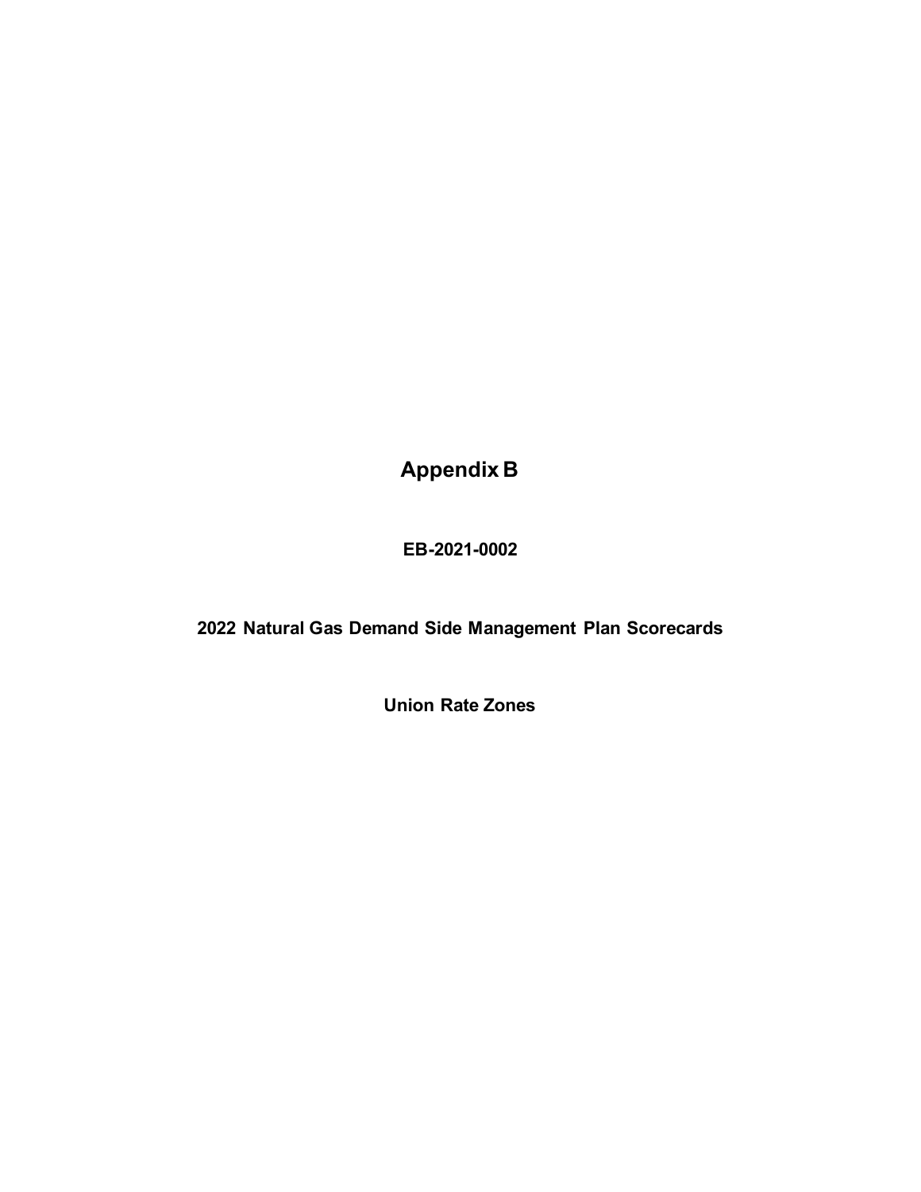# Appendix B

**EB-2021-0002**

**2022 Natural Gas Demand Side Management Plan Scorecards**

**Union Rate Zones**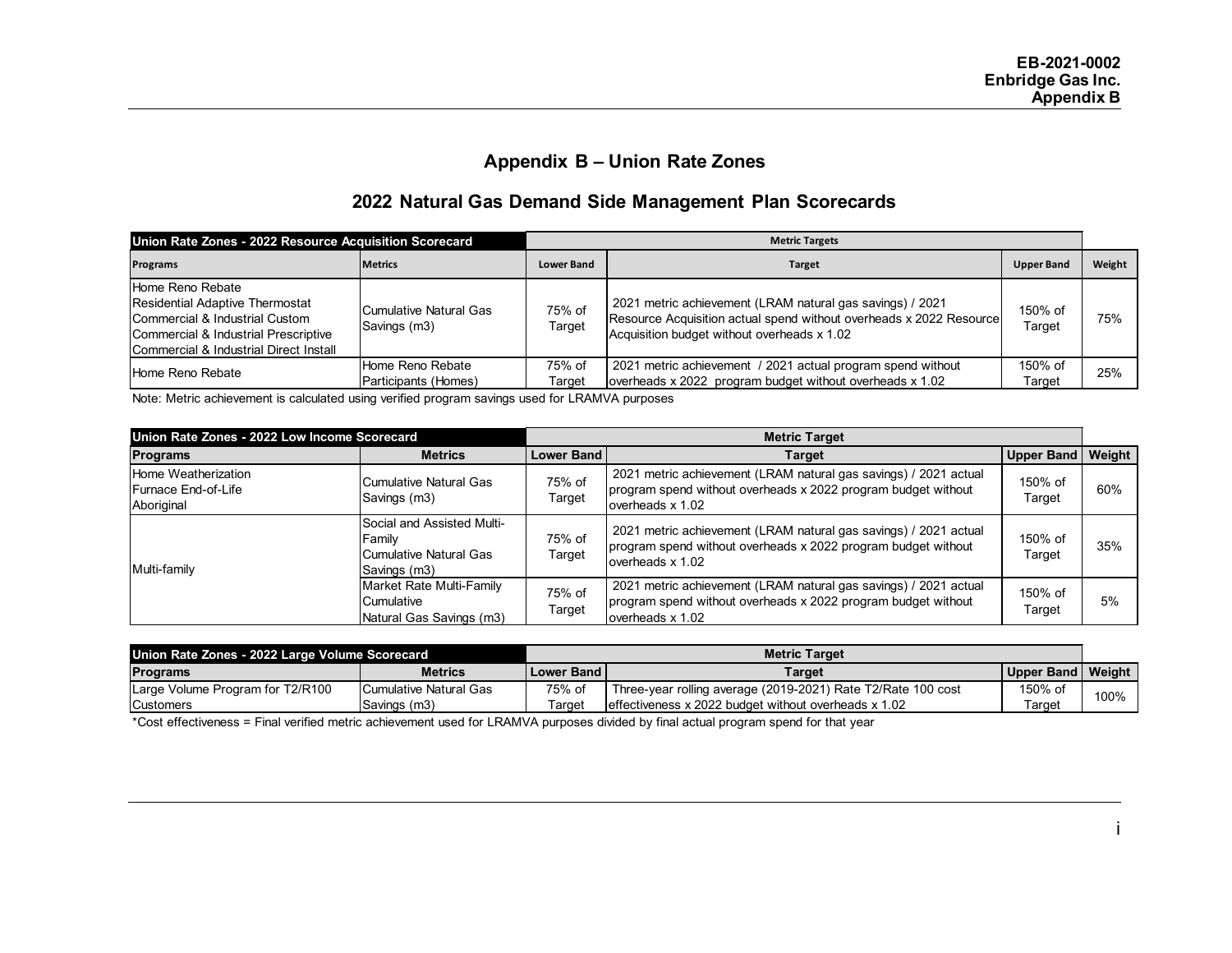# Appendix B – Union Rate Zones

## 2022 Natural Gas Demand Side Management Plan Scorecards

| Union Rate Zones - 2022 Resource Acquisition Scorecard | | Metric Targets | | | |
|---|---|---|---|---|---|
| **Programs** | **Metrics** | **Lower Band** | **Target** | **Upper Band** | **Weight** |
| Home Reno Rebate<br>Residential Adaptive Thermostat<br>Commercial & Industrial Custom<br>Commercial & Industrial Prescriptive<br>Commercial & Industrial Direct Install | Cumulative Natural Gas Savings (m3) | 75% of Target | 2021 metric achievement (LRAM natural gas savings) / 2021 Resource Acquisition actual spend without overheads x 2022 Resource Acquisition budget without overheads x 1.02 | 150% of Target | 75% |
| Home Reno Rebate | Home Reno Rebate Participants (Homes) | 75% of Target | 2021 metric achievement / 2021 actual program spend without overheads x 2022 program budget without overheads x 1.02 | 150% of Target | 25% |

Note: Metric achievement is calculated using verified program savings used for LRAMVA purposes

| Union Rate Zones - 2022 Low Income Scorecard | | Metric Target | | | |
|---|---|---|---|---|---|
| **Programs** | **Metrics** | **Lower Band** | **Target** | **Upper Band** | **Weight** |
| Home Weatherization<br>Furnace End-of-Life<br>Aboriginal | Cumulative Natural Gas Savings (m3) | 75% of Target | 2021 metric achievement (LRAM natural gas savings) / 2021 actual program spend without overheads x 2022 program budget without overheads x 1.02 | 150% of Target | 60% |
| Multi-family | Social and Assisted Multi-Family Cumulative Natural Gas Savings (m3) | 75% of Target | 2021 metric achievement (LRAM natural gas savings) / 2021 actual program spend without overheads x 2022 program budget without overheads x 1.02 | 150% of Target | 35% |
| | Market Rate Multi-Family Cumulative Natural Gas Savings (m3) | 75% of Target | 2021 metric achievement (LRAM natural gas savings) / 2021 actual program spend without overheads x 2022 program budget without overheads x 1.02 | 150% of Target | 5% |

| Union Rate Zones - 2022 Large Volume Scorecard | | Metric Target | | | |
|---|---|---|---|---|---|
| **Programs** | **Metrics** | **Lower Band** | **Target** | **Upper Band** | **Weight** |
| Large Volume Program for T2/R100 Customers | Cumulative Natural Gas Savings (m3) | 75% of Target | Three-year rolling average (2019-2021) Rate T2/Rate 100 cost effectiveness x 2022 budget without overheads x 1.02 | 150% of Target | 100% |

*Cost effectiveness = Final verified metric achievement used for LRAMVA purposes divided by final actual program spend for that year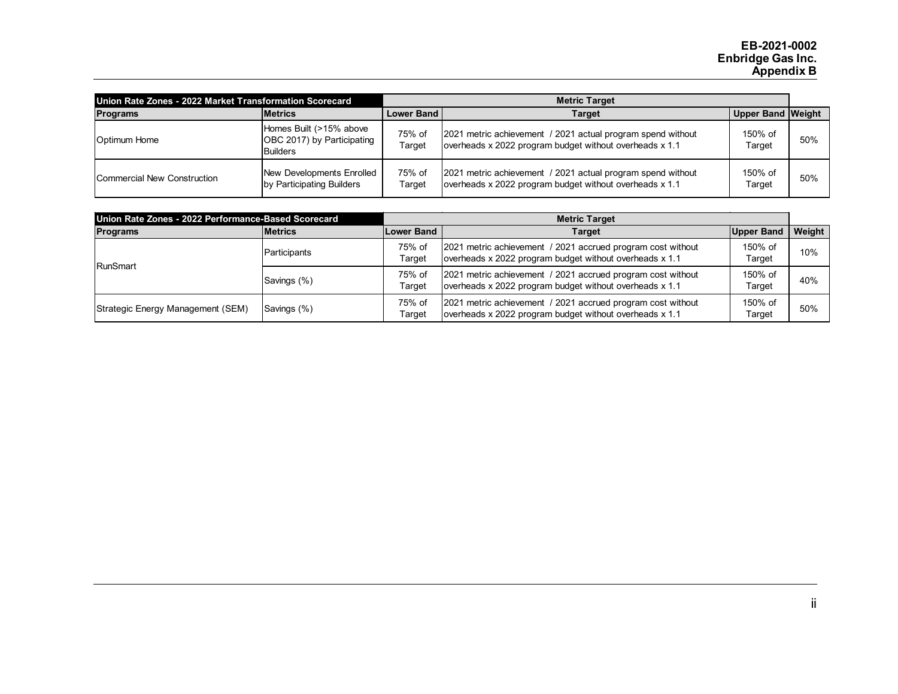| Union Rate Zones - 2022 Market Transformation Scorecard | | Metric Target | | | |
|---|---|---|---|---|---|
| **Programs** | **Metrics** | **Lower Band** | **Target** | **Upper Band** | **Weight** |
| Optimum Home | Homes Built (>15% above OBC 2017) by Participating Builders | 75% of Target | 2021 metric achievement / 2021 actual program spend without overheads x 2022 program budget without overheads x 1.1 | 150% of Target | 50% |
| Commercial New Construction | New Developments Enrolled by Participating Builders | 75% of Target | 2021 metric achievement / 2021 actual program spend without overheads x 2022 program budget without overheads x 1.1 | 150% of Target | 50% |

| Union Rate Zones - 2022 Performance-Based Scorecard | | Metric Target | | | |
|---|---|---|---|---|---|
| **Programs** | **Metrics** | **Lower Band** | **Target** | **Upper Band** | **Weight** |
| RunSmart | Participants | 75% of Target | 2021 metric achievement / 2021 accrued program cost without overheads x 2022 program budget without overheads x 1.1 | 150% of Target | 10% |
| | Savings (%) | 75% of Target | 2021 metric achievement / 2021 accrued program cost without overheads x 2022 program budget without overheads x 1.1 | 150% of Target | 40% |
| Strategic Energy Management (SEM) | Savings (%) | 75% of Target | 2021 metric achievement / 2021 accrued program cost without overheads x 2022 program budget without overheads x 1.1 | 150% of Target | 50% |